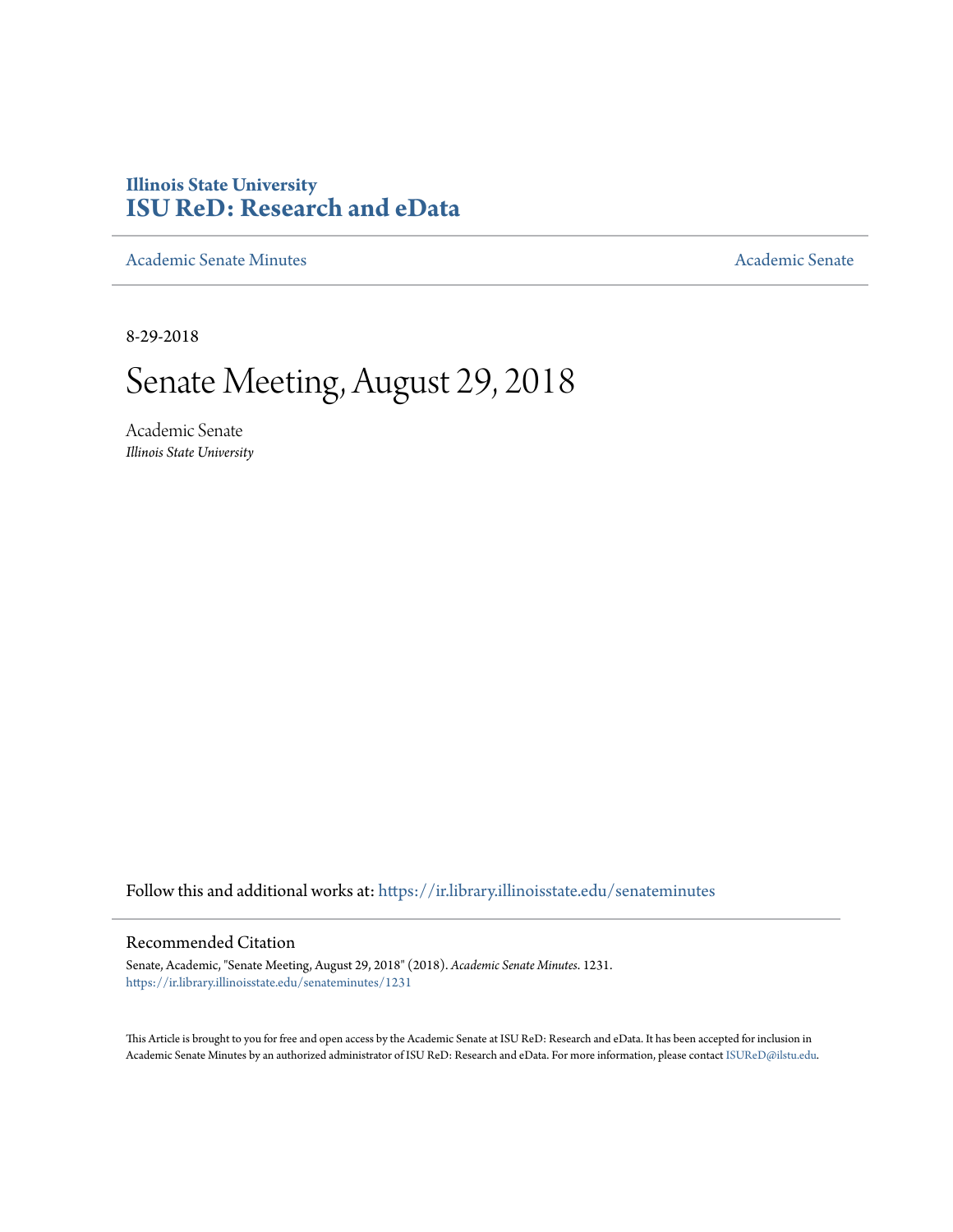**Illinois State University**
**ISU ReD: Research and eData**

Academic Senate Minutes | Academic Senate

8-29-2018

# Senate Meeting, August 29, 2018

Academic Senate
*Illinois State University*

Follow this and additional works at: https://ir.library.illinoisstate.edu/senateminutes

## Recommended Citation

Senate, Academic, "Senate Meeting, August 29, 2018" (2018). *Academic Senate Minutes*. 1231.
https://ir.library.illinoisstate.edu/senateminutes/1231

This Article is brought to you for free and open access by the Academic Senate at ISU ReD: Research and eData. It has been accepted for inclusion in Academic Senate Minutes by an authorized administrator of ISU ReD: Research and eData. For more information, please contact ISUReD@ilstu.edu.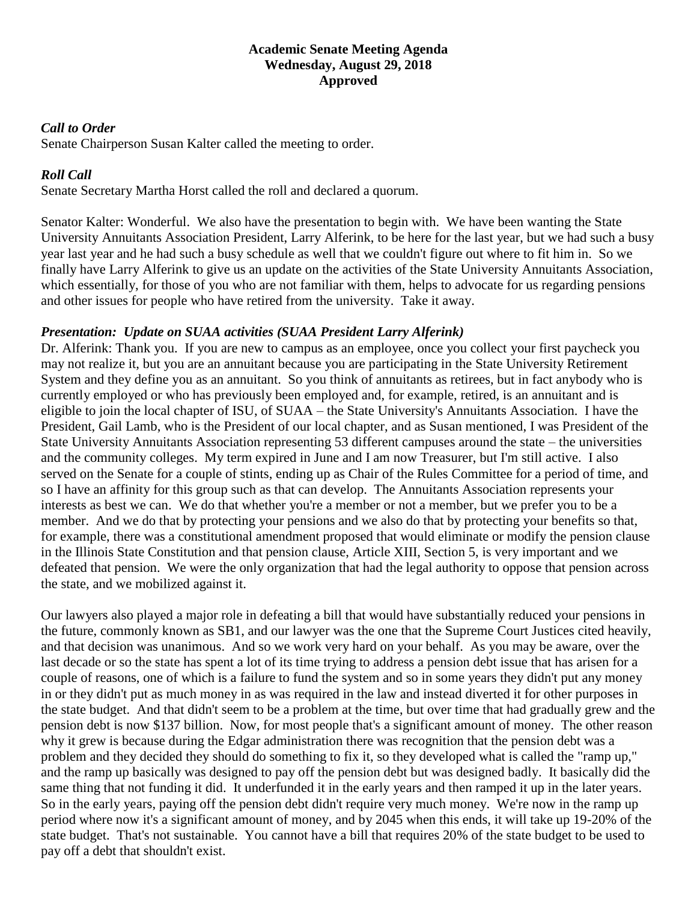**Academic Senate Meeting Agenda**
**Wednesday, August 29, 2018**
**Approved**

***Call to Order***

Senate Chairperson Susan Kalter called the meeting to order.

***Roll Call***

Senate Secretary Martha Horst called the roll and declared a quorum.

Senator Kalter: Wonderful. We also have the presentation to begin with. We have been wanting the State University Annuitants Association President, Larry Alferink, to be here for the last year, but we had such a busy year last year and he had such a busy schedule as well that we couldn't figure out where to fit him in. So we finally have Larry Alferink to give us an update on the activities of the State University Annuitants Association, which essentially, for those of you who are not familiar with them, helps to advocate for us regarding pensions and other issues for people who have retired from the university. Take it away.

***Presentation: Update on SUAA activities (SUAA President Larry Alferink)***

Dr. Alferink: Thank you. If you are new to campus as an employee, once you collect your first paycheck you may not realize it, but you are an annuitant because you are participating in the State University Retirement System and they define you as an annuitant. So you think of annuitants as retirees, but in fact anybody who is currently employed or who has previously been employed and, for example, retired, is an annuitant and is eligible to join the local chapter of ISU, of SUAA – the State University's Annuitants Association. I have the President, Gail Lamb, who is the President of our local chapter, and as Susan mentioned, I was President of the State University Annuitants Association representing 53 different campuses around the state – the universities and the community colleges. My term expired in June and I am now Treasurer, but I'm still active. I also served on the Senate for a couple of stints, ending up as Chair of the Rules Committee for a period of time, and so I have an affinity for this group such as that can develop. The Annuitants Association represents your interests as best we can. We do that whether you're a member or not a member, but we prefer you to be a member. And we do that by protecting your pensions and we also do that by protecting your benefits so that, for example, there was a constitutional amendment proposed that would eliminate or modify the pension clause in the Illinois State Constitution and that pension clause, Article XIII, Section 5, is very important and we defeated that pension. We were the only organization that had the legal authority to oppose that pension across the state, and we mobilized against it.

Our lawyers also played a major role in defeating a bill that would have substantially reduced your pensions in the future, commonly known as SB1, and our lawyer was the one that the Supreme Court Justices cited heavily, and that decision was unanimous. And so we work very hard on your behalf. As you may be aware, over the last decade or so the state has spent a lot of its time trying to address a pension debt issue that has arisen for a couple of reasons, one of which is a failure to fund the system and so in some years they didn't put any money in or they didn't put as much money in as was required in the law and instead diverted it for other purposes in the state budget. And that didn't seem to be a problem at the time, but over time that had gradually grew and the pension debt is now $137 billion. Now, for most people that's a significant amount of money. The other reason why it grew is because during the Edgar administration there was recognition that the pension debt was a problem and they decided they should do something to fix it, so they developed what is called the "ramp up," and the ramp up basically was designed to pay off the pension debt but was designed badly. It basically did the same thing that not funding it did. It underfunded it in the early years and then ramped it up in the later years. So in the early years, paying off the pension debt didn't require very much money. We're now in the ramp up period where now it's a significant amount of money, and by 2045 when this ends, it will take up 19-20% of the state budget. That's not sustainable. You cannot have a bill that requires 20% of the state budget to be used to pay off a debt that shouldn't exist.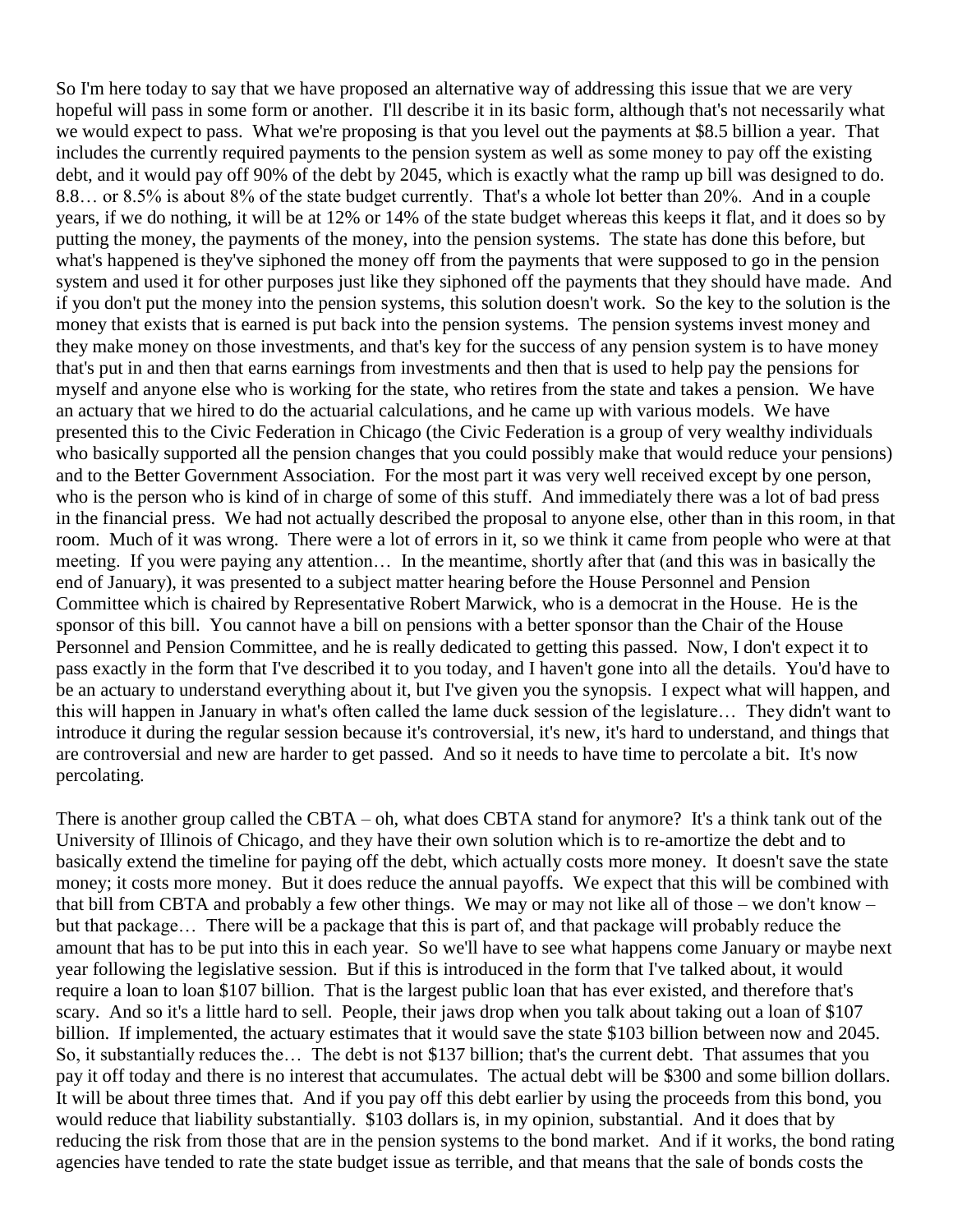So I'm here today to say that we have proposed an alternative way of addressing this issue that we are very hopeful will pass in some form or another. I'll describe it in its basic form, although that's not necessarily what we would expect to pass. What we're proposing is that you level out the payments at $8.5 billion a year. That includes the currently required payments to the pension system as well as some money to pay off the existing debt, and it would pay off 90% of the debt by 2045, which is exactly what the ramp up bill was designed to do. 8.8… or 8.5% is about 8% of the state budget currently. That's a whole lot better than 20%. And in a couple years, if we do nothing, it will be at 12% or 14% of the state budget whereas this keeps it flat, and it does so by putting the money, the payments of the money, into the pension systems. The state has done this before, but what's happened is they've siphoned the money off from the payments that were supposed to go in the pension system and used it for other purposes just like they siphoned off the payments that they should have made. And if you don't put the money into the pension systems, this solution doesn't work. So the key to the solution is the money that exists that is earned is put back into the pension systems. The pension systems invest money and they make money on those investments, and that's key for the success of any pension system is to have money that's put in and then that earns earnings from investments and then that is used to help pay the pensions for myself and anyone else who is working for the state, who retires from the state and takes a pension. We have an actuary that we hired to do the actuarial calculations, and he came up with various models. We have presented this to the Civic Federation in Chicago (the Civic Federation is a group of very wealthy individuals who basically supported all the pension changes that you could possibly make that would reduce your pensions) and to the Better Government Association. For the most part it was very well received except by one person, who is the person who is kind of in charge of some of this stuff. And immediately there was a lot of bad press in the financial press. We had not actually described the proposal to anyone else, other than in this room, in that room. Much of it was wrong. There were a lot of errors in it, so we think it came from people who were at that meeting. If you were paying any attention… In the meantime, shortly after that (and this was in basically the end of January), it was presented to a subject matter hearing before the House Personnel and Pension Committee which is chaired by Representative Robert Marwick, who is a democrat in the House. He is the sponsor of this bill. You cannot have a bill on pensions with a better sponsor than the Chair of the House Personnel and Pension Committee, and he is really dedicated to getting this passed. Now, I don't expect it to pass exactly in the form that I've described it to you today, and I haven't gone into all the details. You'd have to be an actuary to understand everything about it, but I've given you the synopsis. I expect what will happen, and this will happen in January in what's often called the lame duck session of the legislature… They didn't want to introduce it during the regular session because it's controversial, it's new, it's hard to understand, and things that are controversial and new are harder to get passed. And so it needs to have time to percolate a bit. It's now percolating.

There is another group called the CBTA – oh, what does CBTA stand for anymore? It's a think tank out of the University of Illinois of Chicago, and they have their own solution which is to re-amortize the debt and to basically extend the timeline for paying off the debt, which actually costs more money. It doesn't save the state money; it costs more money. But it does reduce the annual payoffs. We expect that this will be combined with that bill from CBTA and probably a few other things. We may or may not like all of those – we don't know – but that package… There will be a package that this is part of, and that package will probably reduce the amount that has to be put into this in each year. So we'll have to see what happens come January or maybe next year following the legislative session. But if this is introduced in the form that I've talked about, it would require a loan to loan $107 billion. That is the largest public loan that has ever existed, and therefore that's scary. And so it's a little hard to sell. People, their jaws drop when you talk about taking out a loan of $107 billion. If implemented, the actuary estimates that it would save the state $103 billion between now and 2045. So, it substantially reduces the… The debt is not $137 billion; that's the current debt. That assumes that you pay it off today and there is no interest that accumulates. The actual debt will be $300 and some billion dollars. It will be about three times that. And if you pay off this debt earlier by using the proceeds from this bond, you would reduce that liability substantially. $103 dollars is, in my opinion, substantial. And it does that by reducing the risk from those that are in the pension systems to the bond market. And if it works, the bond rating agencies have tended to rate the state budget issue as terrible, and that means that the sale of bonds costs the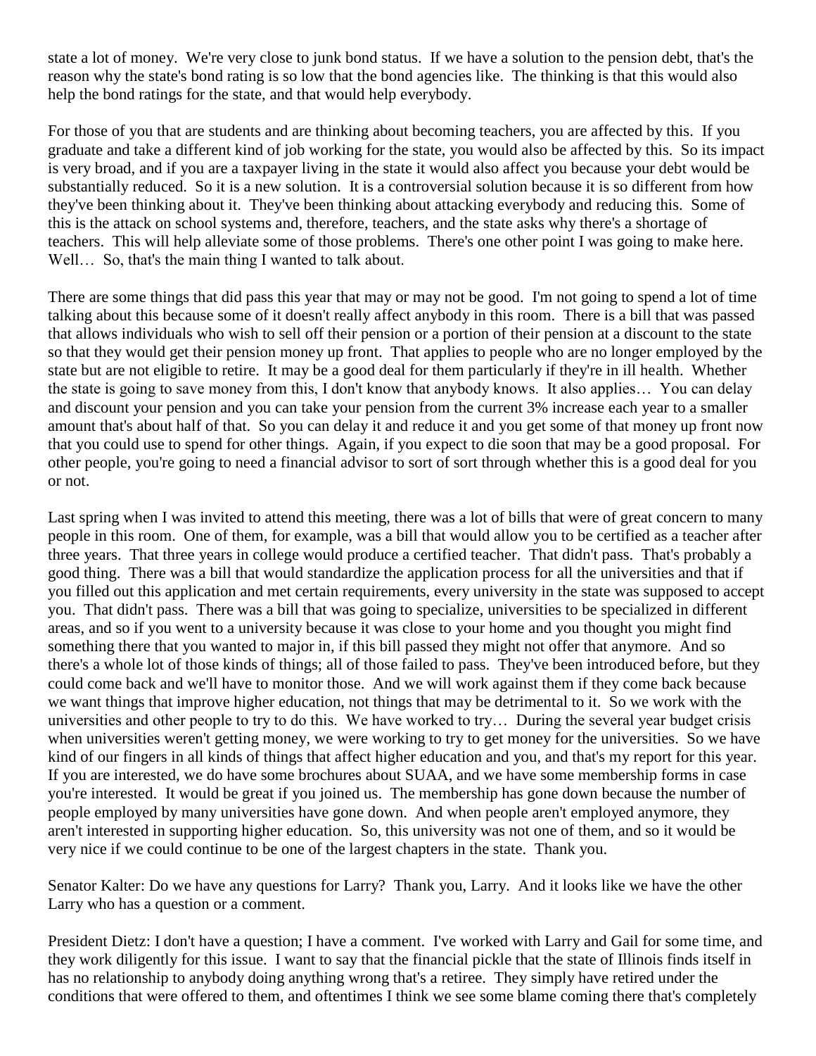state a lot of money. We're very close to junk bond status. If we have a solution to the pension debt, that's the reason why the state's bond rating is so low that the bond agencies like. The thinking is that this would also help the bond ratings for the state, and that would help everybody.

For those of you that are students and are thinking about becoming teachers, you are affected by this. If you graduate and take a different kind of job working for the state, you would also be affected by this. So its impact is very broad, and if you are a taxpayer living in the state it would also affect you because your debt would be substantially reduced. So it is a new solution. It is a controversial solution because it is so different from how they've been thinking about it. They've been thinking about attacking everybody and reducing this. Some of this is the attack on school systems and, therefore, teachers, and the state asks why there's a shortage of teachers. This will help alleviate some of those problems. There's one other point I was going to make here. Well… So, that's the main thing I wanted to talk about.

There are some things that did pass this year that may or may not be good. I'm not going to spend a lot of time talking about this because some of it doesn't really affect anybody in this room. There is a bill that was passed that allows individuals who wish to sell off their pension or a portion of their pension at a discount to the state so that they would get their pension money up front. That applies to people who are no longer employed by the state but are not eligible to retire. It may be a good deal for them particularly if they're in ill health. Whether the state is going to save money from this, I don't know that anybody knows. It also applies… You can delay and discount your pension and you can take your pension from the current 3% increase each year to a smaller amount that's about half of that. So you can delay it and reduce it and you get some of that money up front now that you could use to spend for other things. Again, if you expect to die soon that may be a good proposal. For other people, you're going to need a financial advisor to sort of sort through whether this is a good deal for you or not.

Last spring when I was invited to attend this meeting, there was a lot of bills that were of great concern to many people in this room. One of them, for example, was a bill that would allow you to be certified as a teacher after three years. That three years in college would produce a certified teacher. That didn't pass. That's probably a good thing. There was a bill that would standardize the application process for all the universities and that if you filled out this application and met certain requirements, every university in the state was supposed to accept you. That didn't pass. There was a bill that was going to specialize, universities to be specialized in different areas, and so if you went to a university because it was close to your home and you thought you might find something there that you wanted to major in, if this bill passed they might not offer that anymore. And so there's a whole lot of those kinds of things; all of those failed to pass. They've been introduced before, but they could come back and we'll have to monitor those. And we will work against them if they come back because we want things that improve higher education, not things that may be detrimental to it. So we work with the universities and other people to try to do this. We have worked to try… During the several year budget crisis when universities weren't getting money, we were working to try to get money for the universities. So we have kind of our fingers in all kinds of things that affect higher education and you, and that's my report for this year. If you are interested, we do have some brochures about SUAA, and we have some membership forms in case you're interested. It would be great if you joined us. The membership has gone down because the number of people employed by many universities have gone down. And when people aren't employed anymore, they aren't interested in supporting higher education. So, this university was not one of them, and so it would be very nice if we could continue to be one of the largest chapters in the state. Thank you.

Senator Kalter: Do we have any questions for Larry? Thank you, Larry. And it looks like we have the other Larry who has a question or a comment.

President Dietz: I don't have a question; I have a comment. I've worked with Larry and Gail for some time, and they work diligently for this issue. I want to say that the financial pickle that the state of Illinois finds itself in has no relationship to anybody doing anything wrong that's a retiree. They simply have retired under the conditions that were offered to them, and oftentimes I think we see some blame coming there that's completely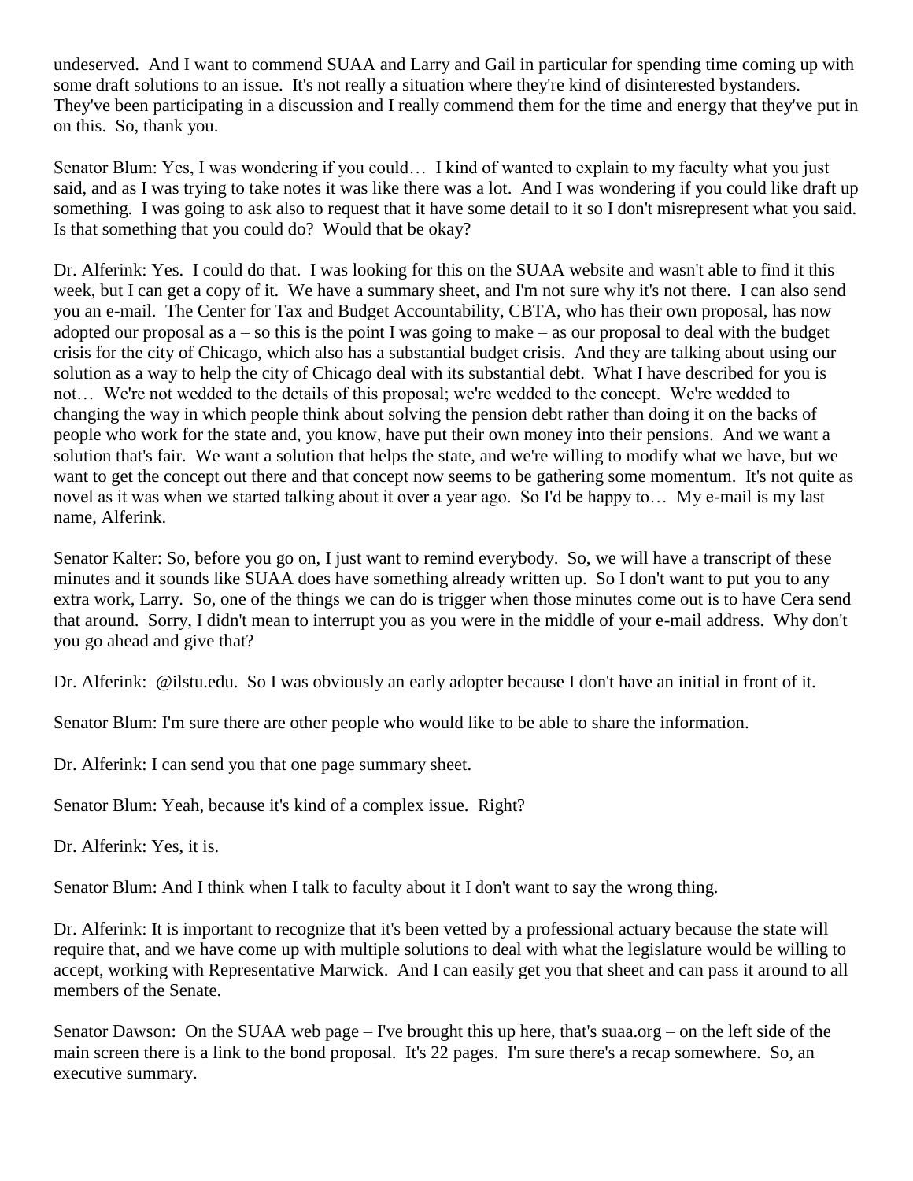undeserved. And I want to commend SUAA and Larry and Gail in particular for spending time coming up with some draft solutions to an issue. It's not really a situation where they're kind of disinterested bystanders. They've been participating in a discussion and I really commend them for the time and energy that they've put in on this. So, thank you.

Senator Blum: Yes, I was wondering if you could… I kind of wanted to explain to my faculty what you just said, and as I was trying to take notes it was like there was a lot. And I was wondering if you could like draft up something. I was going to ask also to request that it have some detail to it so I don't misrepresent what you said. Is that something that you could do? Would that be okay?

Dr. Alferink: Yes. I could do that. I was looking for this on the SUAA website and wasn't able to find it this week, but I can get a copy of it. We have a summary sheet, and I'm not sure why it's not there. I can also send you an e-mail. The Center for Tax and Budget Accountability, CBTA, who has their own proposal, has now adopted our proposal as a – so this is the point I was going to make – as our proposal to deal with the budget crisis for the city of Chicago, which also has a substantial budget crisis. And they are talking about using our solution as a way to help the city of Chicago deal with its substantial debt. What I have described for you is not… We're not wedded to the details of this proposal; we're wedded to the concept. We're wedded to changing the way in which people think about solving the pension debt rather than doing it on the backs of people who work for the state and, you know, have put their own money into their pensions. And we want a solution that's fair. We want a solution that helps the state, and we're willing to modify what we have, but we want to get the concept out there and that concept now seems to be gathering some momentum. It's not quite as novel as it was when we started talking about it over a year ago. So I'd be happy to… My e-mail is my last name, Alferink.

Senator Kalter: So, before you go on, I just want to remind everybody. So, we will have a transcript of these minutes and it sounds like SUAA does have something already written up. So I don't want to put you to any extra work, Larry. So, one of the things we can do is trigger when those minutes come out is to have Cera send that around. Sorry, I didn't mean to interrupt you as you were in the middle of your e-mail address. Why don't you go ahead and give that?

Dr. Alferink: @ilstu.edu. So I was obviously an early adopter because I don't have an initial in front of it.

Senator Blum: I'm sure there are other people who would like to be able to share the information.

Dr. Alferink: I can send you that one page summary sheet.

Senator Blum: Yeah, because it's kind of a complex issue. Right?

Dr. Alferink: Yes, it is.

Senator Blum: And I think when I talk to faculty about it I don't want to say the wrong thing.

Dr. Alferink: It is important to recognize that it's been vetted by a professional actuary because the state will require that, and we have come up with multiple solutions to deal with what the legislature would be willing to accept, working with Representative Marwick. And I can easily get you that sheet and can pass it around to all members of the Senate.

Senator Dawson: On the SUAA web page – I've brought this up here, that's suaa.org – on the left side of the main screen there is a link to the bond proposal. It's 22 pages. I'm sure there's a recap somewhere. So, an executive summary.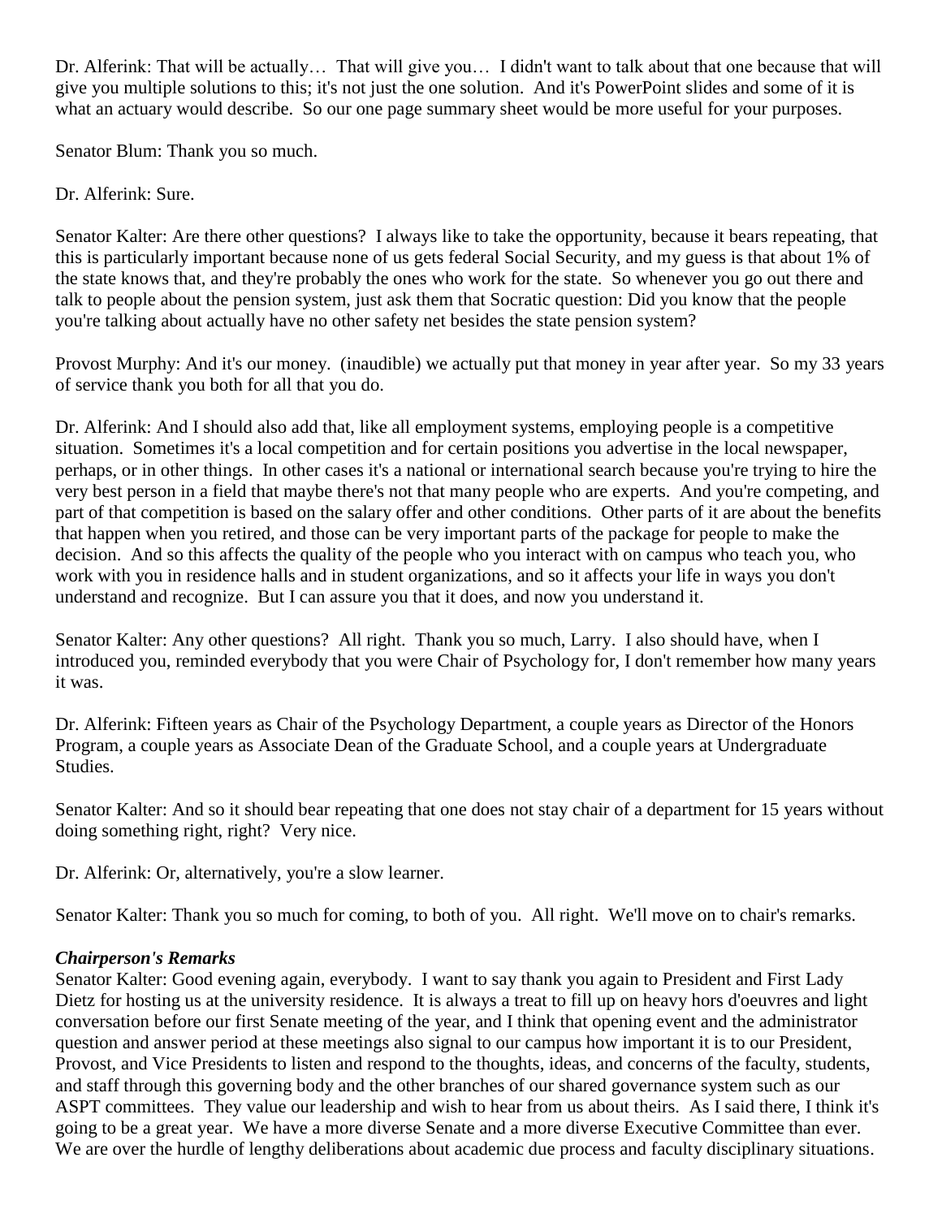Dr. Alferink: That will be actually… That will give you… I didn't want to talk about that one because that will give you multiple solutions to this; it's not just the one solution. And it's PowerPoint slides and some of it is what an actuary would describe. So our one page summary sheet would be more useful for your purposes.

Senator Blum: Thank you so much.

Dr. Alferink: Sure.

Senator Kalter: Are there other questions? I always like to take the opportunity, because it bears repeating, that this is particularly important because none of us gets federal Social Security, and my guess is that about 1% of the state knows that, and they're probably the ones who work for the state. So whenever you go out there and talk to people about the pension system, just ask them that Socratic question: Did you know that the people you're talking about actually have no other safety net besides the state pension system?

Provost Murphy: And it's our money. (inaudible) we actually put that money in year after year. So my 33 years of service thank you both for all that you do.

Dr. Alferink: And I should also add that, like all employment systems, employing people is a competitive situation. Sometimes it's a local competition and for certain positions you advertise in the local newspaper, perhaps, or in other things. In other cases it's a national or international search because you're trying to hire the very best person in a field that maybe there's not that many people who are experts. And you're competing, and part of that competition is based on the salary offer and other conditions. Other parts of it are about the benefits that happen when you retired, and those can be very important parts of the package for people to make the decision. And so this affects the quality of the people who you interact with on campus who teach you, who work with you in residence halls and in student organizations, and so it affects your life in ways you don't understand and recognize. But I can assure you that it does, and now you understand it.

Senator Kalter: Any other questions? All right. Thank you so much, Larry. I also should have, when I introduced you, reminded everybody that you were Chair of Psychology for, I don't remember how many years it was.

Dr. Alferink: Fifteen years as Chair of the Psychology Department, a couple years as Director of the Honors Program, a couple years as Associate Dean of the Graduate School, and a couple years at Undergraduate Studies.

Senator Kalter: And so it should bear repeating that one does not stay chair of a department for 15 years without doing something right, right? Very nice.

Dr. Alferink: Or, alternatively, you're a slow learner.

Senator Kalter: Thank you so much for coming, to both of you. All right. We'll move on to chair's remarks.

***Chairperson's Remarks***

Senator Kalter: Good evening again, everybody. I want to say thank you again to President and First Lady Dietz for hosting us at the university residence. It is always a treat to fill up on heavy hors d'oeuvres and light conversation before our first Senate meeting of the year, and I think that opening event and the administrator question and answer period at these meetings also signal to our campus how important it is to our President, Provost, and Vice Presidents to listen and respond to the thoughts, ideas, and concerns of the faculty, students, and staff through this governing body and the other branches of our shared governance system such as our ASPT committees. They value our leadership and wish to hear from us about theirs. As I said there, I think it's going to be a great year. We have a more diverse Senate and a more diverse Executive Committee than ever. We are over the hurdle of lengthy deliberations about academic due process and faculty disciplinary situations.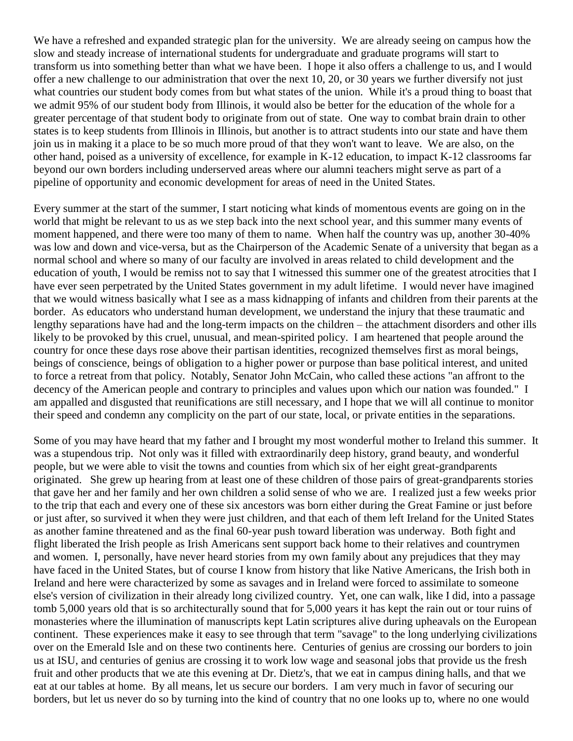We have a refreshed and expanded strategic plan for the university. We are already seeing on campus how the slow and steady increase of international students for undergraduate and graduate programs will start to transform us into something better than what we have been. I hope it also offers a challenge to us, and I would offer a new challenge to our administration that over the next 10, 20, or 30 years we further diversify not just what countries our student body comes from but what states of the union. While it's a proud thing to boast that we admit 95% of our student body from Illinois, it would also be better for the education of the whole for a greater percentage of that student body to originate from out of state. One way to combat brain drain to other states is to keep students from Illinois in Illinois, but another is to attract students into our state and have them join us in making it a place to be so much more proud of that they won't want to leave. We are also, on the other hand, poised as a university of excellence, for example in K-12 education, to impact K-12 classrooms far beyond our own borders including underserved areas where our alumni teachers might serve as part of a pipeline of opportunity and economic development for areas of need in the United States.

Every summer at the start of the summer, I start noticing what kinds of momentous events are going on in the world that might be relevant to us as we step back into the next school year, and this summer many events of moment happened, and there were too many of them to name. When half the country was up, another 30-40% was low and down and vice-versa, but as the Chairperson of the Academic Senate of a university that began as a normal school and where so many of our faculty are involved in areas related to child development and the education of youth, I would be remiss not to say that I witnessed this summer one of the greatest atrocities that I have ever seen perpetrated by the United States government in my adult lifetime. I would never have imagined that we would witness basically what I see as a mass kidnapping of infants and children from their parents at the border. As educators who understand human development, we understand the injury that these traumatic and lengthy separations have had and the long-term impacts on the children – the attachment disorders and other ills likely to be provoked by this cruel, unusual, and mean-spirited policy. I am heartened that people around the country for once these days rose above their partisan identities, recognized themselves first as moral beings, beings of conscience, beings of obligation to a higher power or purpose than base political interest, and united to force a retreat from that policy. Notably, Senator John McCain, who called these actions "an affront to the decency of the American people and contrary to principles and values upon which our nation was founded." I am appalled and disgusted that reunifications are still necessary, and I hope that we will all continue to monitor their speed and condemn any complicity on the part of our state, local, or private entities in the separations.

Some of you may have heard that my father and I brought my most wonderful mother to Ireland this summer. It was a stupendous trip. Not only was it filled with extraordinarily deep history, grand beauty, and wonderful people, but we were able to visit the towns and counties from which six of her eight great-grandparents originated. She grew up hearing from at least one of these children of those pairs of great-grandparents stories that gave her and her family and her own children a solid sense of who we are. I realized just a few weeks prior to the trip that each and every one of these six ancestors was born either during the Great Famine or just before or just after, so survived it when they were just children, and that each of them left Ireland for the United States as another famine threatened and as the final 60-year push toward liberation was underway. Both fight and flight liberated the Irish people as Irish Americans sent support back home to their relatives and countrymen and women. I, personally, have never heard stories from my own family about any prejudices that they may have faced in the United States, but of course I know from history that like Native Americans, the Irish both in Ireland and here were characterized by some as savages and in Ireland were forced to assimilate to someone else's version of civilization in their already long civilized country. Yet, one can walk, like I did, into a passage tomb 5,000 years old that is so architecturally sound that for 5,000 years it has kept the rain out or tour ruins of monasteries where the illumination of manuscripts kept Latin scriptures alive during upheavals on the European continent. These experiences make it easy to see through that term "savage" to the long underlying civilizations over on the Emerald Isle and on these two continents here. Centuries of genius are crossing our borders to join us at ISU, and centuries of genius are crossing it to work low wage and seasonal jobs that provide us the fresh fruit and other products that we ate this evening at Dr. Dietz's, that we eat in campus dining halls, and that we eat at our tables at home. By all means, let us secure our borders. I am very much in favor of securing our borders, but let us never do so by turning into the kind of country that no one looks up to, where no one would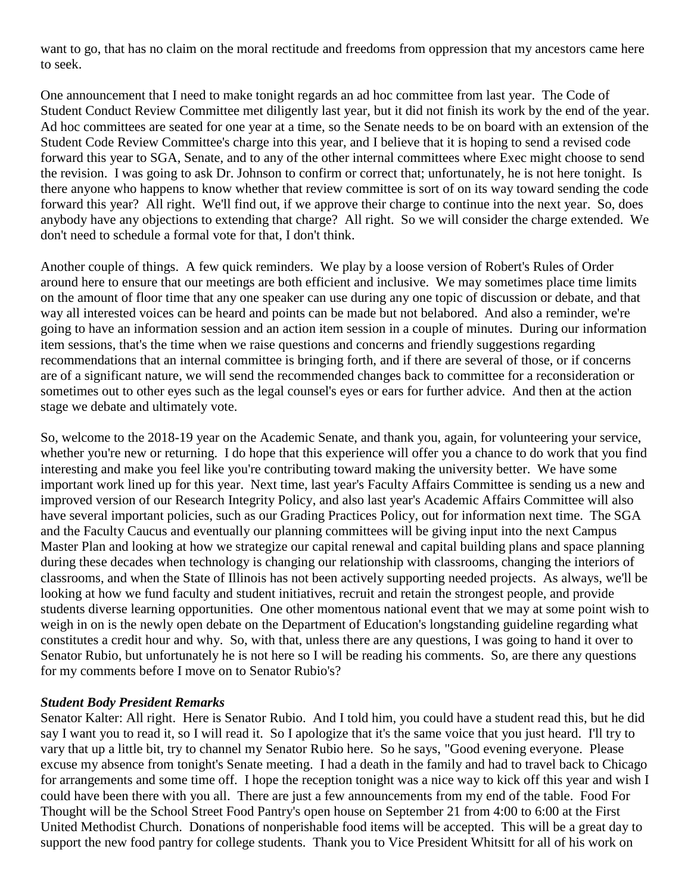want to go, that has no claim on the moral rectitude and freedoms from oppression that my ancestors came here to seek.

One announcement that I need to make tonight regards an ad hoc committee from last year. The Code of Student Conduct Review Committee met diligently last year, but it did not finish its work by the end of the year. Ad hoc committees are seated for one year at a time, so the Senate needs to be on board with an extension of the Student Code Review Committee's charge into this year, and I believe that it is hoping to send a revised code forward this year to SGA, Senate, and to any of the other internal committees where Exec might choose to send the revision. I was going to ask Dr. Johnson to confirm or correct that; unfortunately, he is not here tonight. Is there anyone who happens to know whether that review committee is sort of on its way toward sending the code forward this year? All right. We'll find out, if we approve their charge to continue into the next year. So, does anybody have any objections to extending that charge? All right. So we will consider the charge extended. We don't need to schedule a formal vote for that, I don't think.

Another couple of things. A few quick reminders. We play by a loose version of Robert's Rules of Order around here to ensure that our meetings are both efficient and inclusive. We may sometimes place time limits on the amount of floor time that any one speaker can use during any one topic of discussion or debate, and that way all interested voices can be heard and points can be made but not belabored. And also a reminder, we're going to have an information session and an action item session in a couple of minutes. During our information item sessions, that's the time when we raise questions and concerns and friendly suggestions regarding recommendations that an internal committee is bringing forth, and if there are several of those, or if concerns are of a significant nature, we will send the recommended changes back to committee for a reconsideration or sometimes out to other eyes such as the legal counsel's eyes or ears for further advice. And then at the action stage we debate and ultimately vote.

So, welcome to the 2018-19 year on the Academic Senate, and thank you, again, for volunteering your service, whether you're new or returning. I do hope that this experience will offer you a chance to do work that you find interesting and make you feel like you're contributing toward making the university better. We have some important work lined up for this year. Next time, last year's Faculty Affairs Committee is sending us a new and improved version of our Research Integrity Policy, and also last year's Academic Affairs Committee will also have several important policies, such as our Grading Practices Policy, out for information next time. The SGA and the Faculty Caucus and eventually our planning committees will be giving input into the next Campus Master Plan and looking at how we strategize our capital renewal and capital building plans and space planning during these decades when technology is changing our relationship with classrooms, changing the interiors of classrooms, and when the State of Illinois has not been actively supporting needed projects. As always, we'll be looking at how we fund faculty and student initiatives, recruit and retain the strongest people, and provide students diverse learning opportunities. One other momentous national event that we may at some point wish to weigh in on is the newly open debate on the Department of Education's longstanding guideline regarding what constitutes a credit hour and why. So, with that, unless there are any questions, I was going to hand it over to Senator Rubio, but unfortunately he is not here so I will be reading his comments. So, are there any questions for my comments before I move on to Senator Rubio's?

***Student Body President Remarks***

Senator Kalter: All right. Here is Senator Rubio. And I told him, you could have a student read this, but he did say I want you to read it, so I will read it. So I apologize that it's the same voice that you just heard. I'll try to vary that up a little bit, try to channel my Senator Rubio here. So he says, "Good evening everyone. Please excuse my absence from tonight's Senate meeting. I had a death in the family and had to travel back to Chicago for arrangements and some time off. I hope the reception tonight was a nice way to kick off this year and wish I could have been there with you all. There are just a few announcements from my end of the table. Food For Thought will be the School Street Food Pantry's open house on September 21 from 4:00 to 6:00 at the First United Methodist Church. Donations of nonperishable food items will be accepted. This will be a great day to support the new food pantry for college students. Thank you to Vice President Whitsitt for all of his work on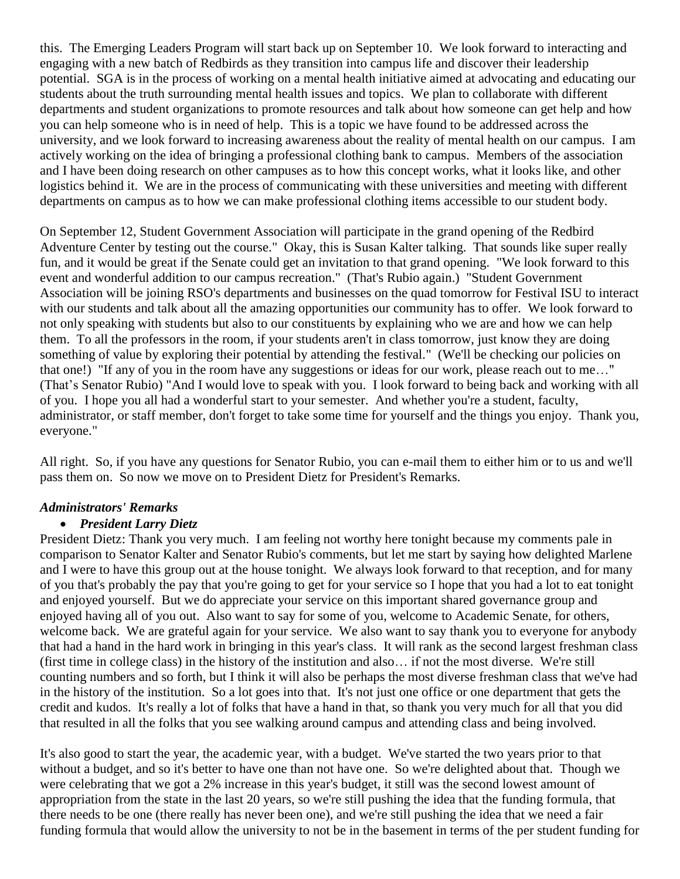this. The Emerging Leaders Program will start back up on September 10. We look forward to interacting and engaging with a new batch of Redbirds as they transition into campus life and discover their leadership potential. SGA is in the process of working on a mental health initiative aimed at advocating and educating our students about the truth surrounding mental health issues and topics. We plan to collaborate with different departments and student organizations to promote resources and talk about how someone can get help and how you can help someone who is in need of help. This is a topic we have found to be addressed across the university, and we look forward to increasing awareness about the reality of mental health on our campus. I am actively working on the idea of bringing a professional clothing bank to campus. Members of the association and I have been doing research on other campuses as to how this concept works, what it looks like, and other logistics behind it. We are in the process of communicating with these universities and meeting with different departments on campus as to how we can make professional clothing items accessible to our student body.

On September 12, Student Government Association will participate in the grand opening of the Redbird Adventure Center by testing out the course." Okay, this is Susan Kalter talking. That sounds like super really fun, and it would be great if the Senate could get an invitation to that grand opening. "We look forward to this event and wonderful addition to our campus recreation." (That's Rubio again.) "Student Government Association will be joining RSO's departments and businesses on the quad tomorrow for Festival ISU to interact with our students and talk about all the amazing opportunities our community has to offer. We look forward to not only speaking with students but also to our constituents by explaining who we are and how we can help them. To all the professors in the room, if your students aren't in class tomorrow, just know they are doing something of value by exploring their potential by attending the festival." (We'll be checking our policies on that one!) "If any of you in the room have any suggestions or ideas for our work, please reach out to me…" (That's Senator Rubio) "And I would love to speak with you. I look forward to being back and working with all of you. I hope you all had a wonderful start to your semester. And whether you're a student, faculty, administrator, or staff member, don't forget to take some time for yourself and the things you enjoy. Thank you, everyone."

All right. So, if you have any questions for Senator Rubio, you can e-mail them to either him or to us and we'll pass them on. So now we move on to President Dietz for President's Remarks.

***Administrators' Remarks***

- ***President Larry Dietz***

President Dietz: Thank you very much. I am feeling not worthy here tonight because my comments pale in comparison to Senator Kalter and Senator Rubio's comments, but let me start by saying how delighted Marlene and I were to have this group out at the house tonight. We always look forward to that reception, and for many of you that's probably the pay that you're going to get for your service so I hope that you had a lot to eat tonight and enjoyed yourself. But we do appreciate your service on this important shared governance group and enjoyed having all of you out. Also want to say for some of you, welcome to Academic Senate, for others, welcome back. We are grateful again for your service. We also want to say thank you to everyone for anybody that had a hand in the hard work in bringing in this year's class. It will rank as the second largest freshman class (first time in college class) in the history of the institution and also… if not the most diverse. We're still counting numbers and so forth, but I think it will also be perhaps the most diverse freshman class that we've had in the history of the institution. So a lot goes into that. It's not just one office or one department that gets the credit and kudos. It's really a lot of folks that have a hand in that, so thank you very much for all that you did that resulted in all the folks that you see walking around campus and attending class and being involved.

It's also good to start the year, the academic year, with a budget. We've started the two years prior to that without a budget, and so it's better to have one than not have one. So we're delighted about that. Though we were celebrating that we got a 2% increase in this year's budget, it still was the second lowest amount of appropriation from the state in the last 20 years, so we're still pushing the idea that the funding formula, that there needs to be one (there really has never been one), and we're still pushing the idea that we need a fair funding formula that would allow the university to not be in the basement in terms of the per student funding for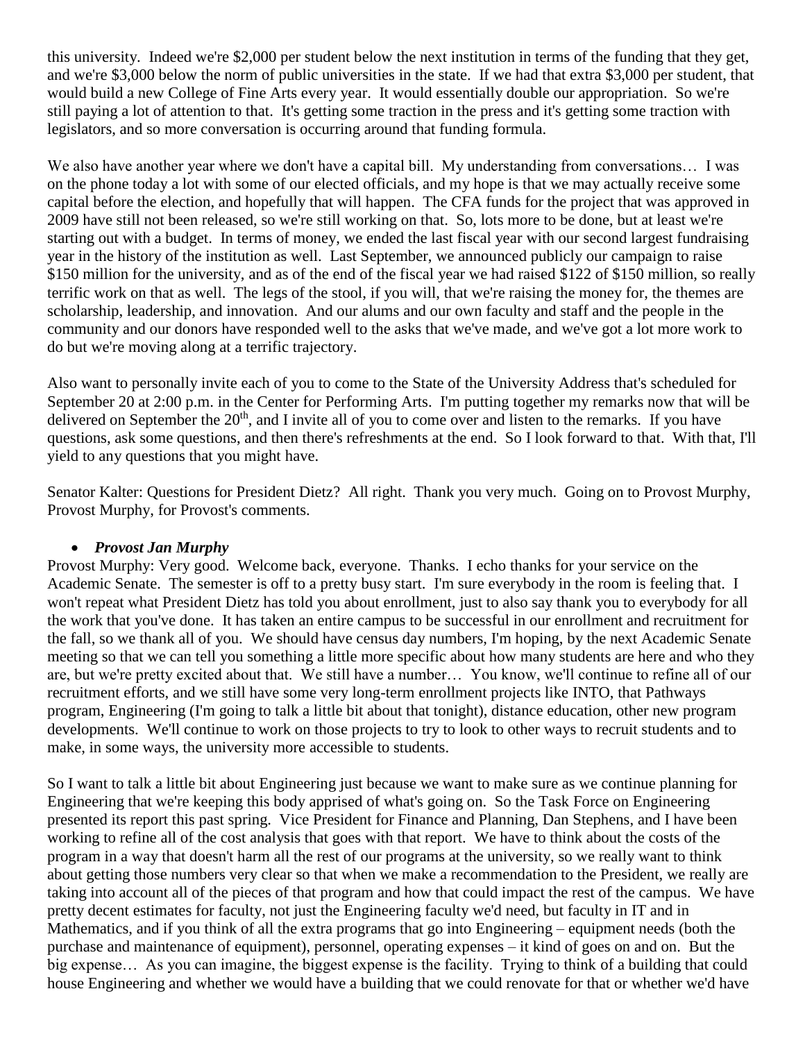this university. Indeed we're $2,000 per student below the next institution in terms of the funding that they get, and we're $3,000 below the norm of public universities in the state. If we had that extra $3,000 per student, that would build a new College of Fine Arts every year. It would essentially double our appropriation. So we're still paying a lot of attention to that. It's getting some traction in the press and it's getting some traction with legislators, and so more conversation is occurring around that funding formula.

We also have another year where we don't have a capital bill. My understanding from conversations… I was on the phone today a lot with some of our elected officials, and my hope is that we may actually receive some capital before the election, and hopefully that will happen. The CFA funds for the project that was approved in 2009 have still not been released, so we're still working on that. So, lots more to be done, but at least we're starting out with a budget. In terms of money, we ended the last fiscal year with our second largest fundraising year in the history of the institution as well. Last September, we announced publicly our campaign to raise $150 million for the university, and as of the end of the fiscal year we had raised $122 of $150 million, so really terrific work on that as well. The legs of the stool, if you will, that we're raising the money for, the themes are scholarship, leadership, and innovation. And our alums and our own faculty and staff and the people in the community and our donors have responded well to the asks that we've made, and we've got a lot more work to do but we're moving along at a terrific trajectory.

Also want to personally invite each of you to come to the State of the University Address that's scheduled for September 20 at 2:00 p.m. in the Center for Performing Arts. I'm putting together my remarks now that will be delivered on September the 20th, and I invite all of you to come over and listen to the remarks. If you have questions, ask some questions, and then there's refreshments at the end. So I look forward to that. With that, I'll yield to any questions that you might have.

Senator Kalter: Questions for President Dietz? All right. Thank you very much. Going on to Provost Murphy, Provost Murphy, for Provost's comments.

- ***Provost Jan Murphy***

Provost Murphy: Very good. Welcome back, everyone. Thanks. I echo thanks for your service on the Academic Senate. The semester is off to a pretty busy start. I'm sure everybody in the room is feeling that. I won't repeat what President Dietz has told you about enrollment, just to also say thank you to everybody for all the work that you've done. It has taken an entire campus to be successful in our enrollment and recruitment for the fall, so we thank all of you. We should have census day numbers, I'm hoping, by the next Academic Senate meeting so that we can tell you something a little more specific about how many students are here and who they are, but we're pretty excited about that. We still have a number… You know, we'll continue to refine all of our recruitment efforts, and we still have some very long-term enrollment projects like INTO, that Pathways program, Engineering (I'm going to talk a little bit about that tonight), distance education, other new program developments. We'll continue to work on those projects to try to look to other ways to recruit students and to make, in some ways, the university more accessible to students.

So I want to talk a little bit about Engineering just because we want to make sure as we continue planning for Engineering that we're keeping this body apprised of what's going on. So the Task Force on Engineering presented its report this past spring. Vice President for Finance and Planning, Dan Stephens, and I have been working to refine all of the cost analysis that goes with that report. We have to think about the costs of the program in a way that doesn't harm all the rest of our programs at the university, so we really want to think about getting those numbers very clear so that when we make a recommendation to the President, we really are taking into account all of the pieces of that program and how that could impact the rest of the campus. We have pretty decent estimates for faculty, not just the Engineering faculty we'd need, but faculty in IT and in Mathematics, and if you think of all the extra programs that go into Engineering – equipment needs (both the purchase and maintenance of equipment), personnel, operating expenses – it kind of goes on and on. But the big expense… As you can imagine, the biggest expense is the facility. Trying to think of a building that could house Engineering and whether we would have a building that we could renovate for that or whether we'd have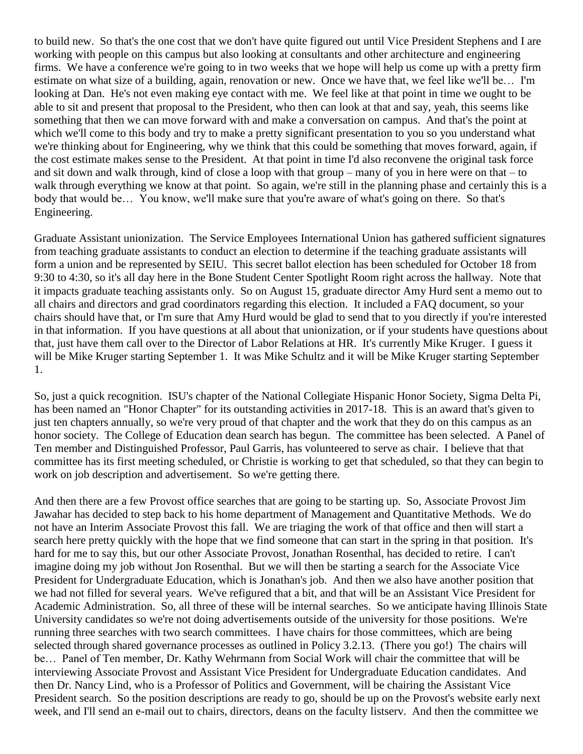to build new. So that's the one cost that we don't have quite figured out until Vice President Stephens and I are working with people on this campus but also looking at consultants and other architecture and engineering firms. We have a conference we're going to in two weeks that we hope will help us come up with a pretty firm estimate on what size of a building, again, renovation or new. Once we have that, we feel like we'll be… I'm looking at Dan. He's not even making eye contact with me. We feel like at that point in time we ought to be able to sit and present that proposal to the President, who then can look at that and say, yeah, this seems like something that then we can move forward with and make a conversation on campus. And that's the point at which we'll come to this body and try to make a pretty significant presentation to you so you understand what we're thinking about for Engineering, why we think that this could be something that moves forward, again, if the cost estimate makes sense to the President. At that point in time I'd also reconvene the original task force and sit down and walk through, kind of close a loop with that group – many of you in here were on that – to walk through everything we know at that point. So again, we're still in the planning phase and certainly this is a body that would be… You know, we'll make sure that you're aware of what's going on there. So that's Engineering.

Graduate Assistant unionization. The Service Employees International Union has gathered sufficient signatures from teaching graduate assistants to conduct an election to determine if the teaching graduate assistants will form a union and be represented by SEIU. This secret ballot election has been scheduled for October 18 from 9:30 to 4:30, so it's all day here in the Bone Student Center Spotlight Room right across the hallway. Note that it impacts graduate teaching assistants only. So on August 15, graduate director Amy Hurd sent a memo out to all chairs and directors and grad coordinators regarding this election. It included a FAQ document, so your chairs should have that, or I'm sure that Amy Hurd would be glad to send that to you directly if you're interested in that information. If you have questions at all about that unionization, or if your students have questions about that, just have them call over to the Director of Labor Relations at HR. It's currently Mike Kruger. I guess it will be Mike Kruger starting September 1. It was Mike Schultz and it will be Mike Kruger starting September 1.

So, just a quick recognition. ISU's chapter of the National Collegiate Hispanic Honor Society, Sigma Delta Pi, has been named an "Honor Chapter" for its outstanding activities in 2017-18. This is an award that's given to just ten chapters annually, so we're very proud of that chapter and the work that they do on this campus as an honor society. The College of Education dean search has begun. The committee has been selected. A Panel of Ten member and Distinguished Professor, Paul Garris, has volunteered to serve as chair. I believe that that committee has its first meeting scheduled, or Christie is working to get that scheduled, so that they can begin to work on job description and advertisement. So we're getting there.

And then there are a few Provost office searches that are going to be starting up. So, Associate Provost Jim Jawahar has decided to step back to his home department of Management and Quantitative Methods. We do not have an Interim Associate Provost this fall. We are triaging the work of that office and then will start a search here pretty quickly with the hope that we find someone that can start in the spring in that position. It's hard for me to say this, but our other Associate Provost, Jonathan Rosenthal, has decided to retire. I can't imagine doing my job without Jon Rosenthal. But we will then be starting a search for the Associate Vice President for Undergraduate Education, which is Jonathan's job. And then we also have another position that we had not filled for several years. We've refigured that a bit, and that will be an Assistant Vice President for Academic Administration. So, all three of these will be internal searches. So we anticipate having Illinois State University candidates so we're not doing advertisements outside of the university for those positions. We're running three searches with two search committees. I have chairs for those committees, which are being selected through shared governance processes as outlined in Policy 3.2.13. (There you go!) The chairs will be… Panel of Ten member, Dr. Kathy Wehrmann from Social Work will chair the committee that will be interviewing Associate Provost and Assistant Vice President for Undergraduate Education candidates. And then Dr. Nancy Lind, who is a Professor of Politics and Government, will be chairing the Assistant Vice President search. So the position descriptions are ready to go, should be up on the Provost's website early next week, and I'll send an e-mail out to chairs, directors, deans on the faculty listserv. And then the committee we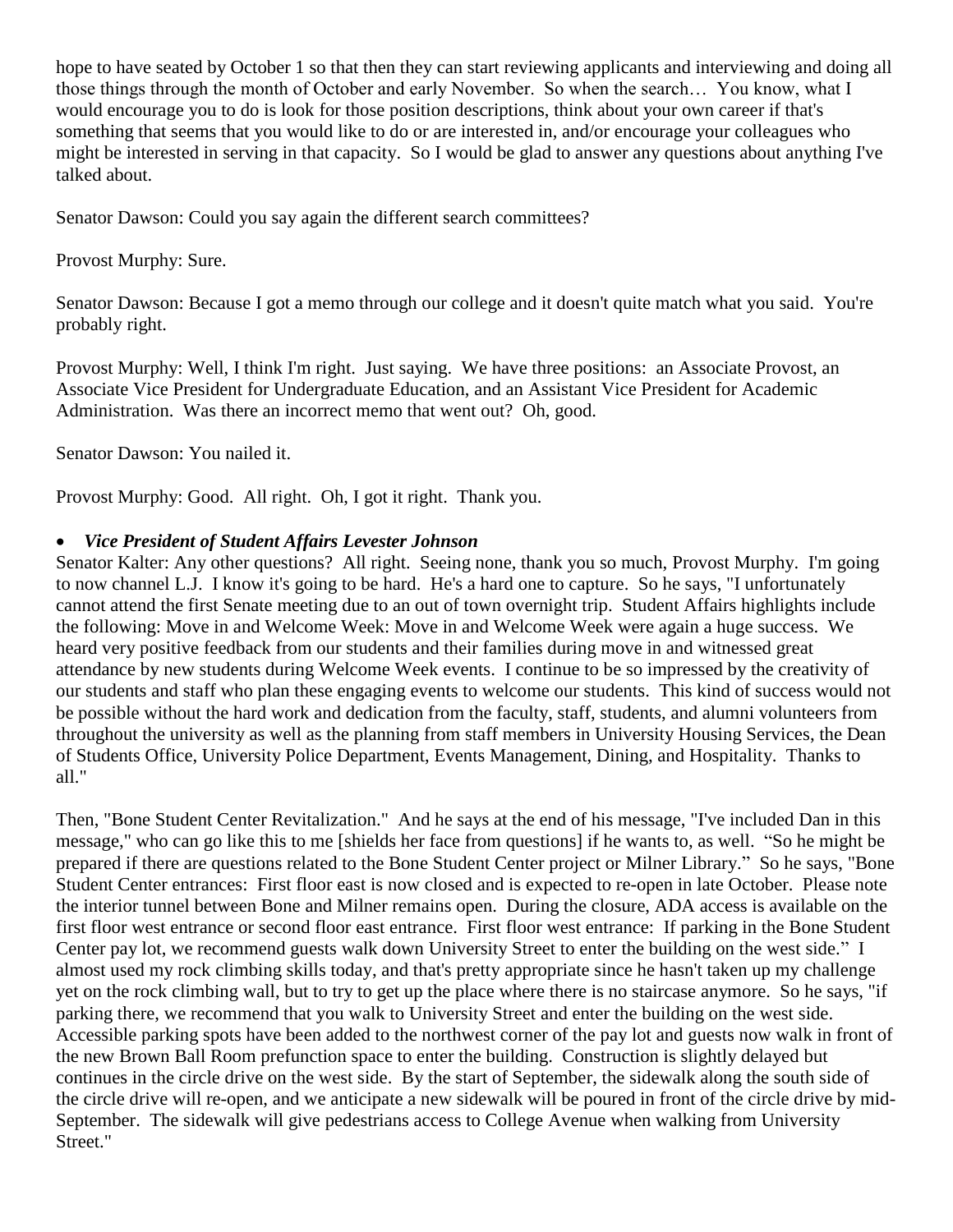hope to have seated by October 1 so that then they can start reviewing applicants and interviewing and doing all those things through the month of October and early November. So when the search… You know, what I would encourage you to do is look for those position descriptions, think about your own career if that's something that seems that you would like to do or are interested in, and/or encourage your colleagues who might be interested in serving in that capacity. So I would be glad to answer any questions about anything I've talked about.

Senator Dawson: Could you say again the different search committees?

Provost Murphy: Sure.

Senator Dawson: Because I got a memo through our college and it doesn't quite match what you said. You're probably right.

Provost Murphy: Well, I think I'm right. Just saying. We have three positions: an Associate Provost, an Associate Vice President for Undergraduate Education, and an Assistant Vice President for Academic Administration. Was there an incorrect memo that went out? Oh, good.

Senator Dawson: You nailed it.

Provost Murphy: Good. All right. Oh, I got it right. Thank you.

- ***Vice President of Student Affairs Levester Johnson***

Senator Kalter: Any other questions? All right. Seeing none, thank you so much, Provost Murphy. I'm going to now channel L.J. I know it's going to be hard. He's a hard one to capture. So he says, "I unfortunately cannot attend the first Senate meeting due to an out of town overnight trip. Student Affairs highlights include the following: Move in and Welcome Week: Move in and Welcome Week were again a huge success. We heard very positive feedback from our students and their families during move in and witnessed great attendance by new students during Welcome Week events. I continue to be so impressed by the creativity of our students and staff who plan these engaging events to welcome our students. This kind of success would not be possible without the hard work and dedication from the faculty, staff, students, and alumni volunteers from throughout the university as well as the planning from staff members in University Housing Services, the Dean of Students Office, University Police Department, Events Management, Dining, and Hospitality. Thanks to all."

Then, "Bone Student Center Revitalization." And he says at the end of his message, "I've included Dan in this message," who can go like this to me [shields her face from questions] if he wants to, as well. "So he might be prepared if there are questions related to the Bone Student Center project or Milner Library." So he says, "Bone Student Center entrances: First floor east is now closed and is expected to re-open in late October. Please note the interior tunnel between Bone and Milner remains open. During the closure, ADA access is available on the first floor west entrance or second floor east entrance. First floor west entrance: If parking in the Bone Student Center pay lot, we recommend guests walk down University Street to enter the building on the west side." I almost used my rock climbing skills today, and that's pretty appropriate since he hasn't taken up my challenge yet on the rock climbing wall, but to try to get up the place where there is no staircase anymore. So he says, "if parking there, we recommend that you walk to University Street and enter the building on the west side. Accessible parking spots have been added to the northwest corner of the pay lot and guests now walk in front of the new Brown Ball Room prefunction space to enter the building. Construction is slightly delayed but continues in the circle drive on the west side. By the start of September, the sidewalk along the south side of the circle drive will re-open, and we anticipate a new sidewalk will be poured in front of the circle drive by mid-September. The sidewalk will give pedestrians access to College Avenue when walking from University Street."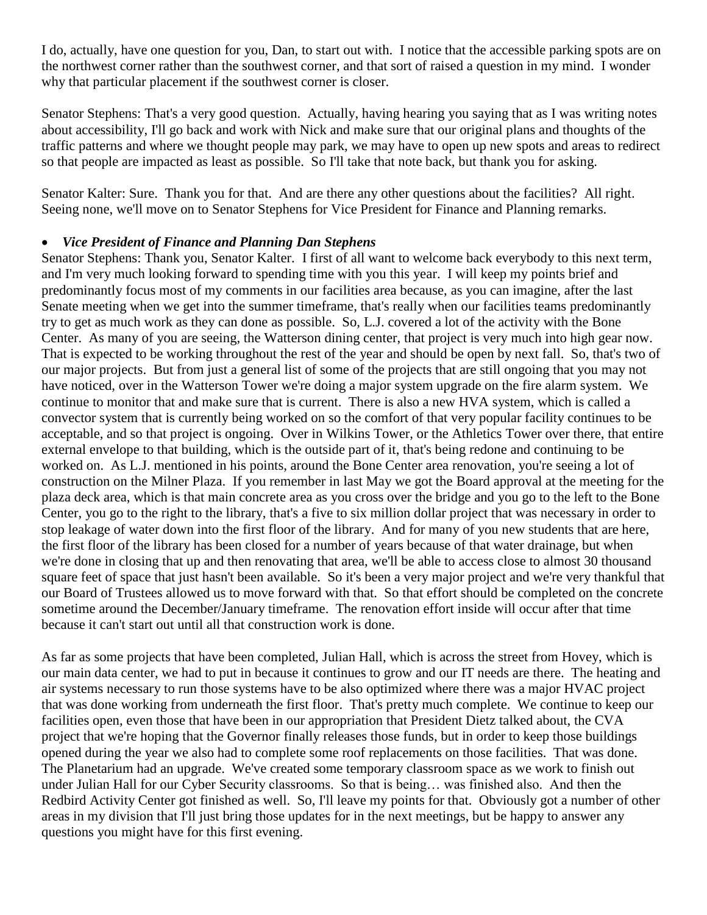I do, actually, have one question for you, Dan, to start out with. I notice that the accessible parking spots are on the northwest corner rather than the southwest corner, and that sort of raised a question in my mind. I wonder why that particular placement if the southwest corner is closer.

Senator Stephens: That's a very good question. Actually, having hearing you saying that as I was writing notes about accessibility, I'll go back and work with Nick and make sure that our original plans and thoughts of the traffic patterns and where we thought people may park, we may have to open up new spots and areas to redirect so that people are impacted as least as possible. So I'll take that note back, but thank you for asking.

Senator Kalter: Sure. Thank you for that. And are there any other questions about the facilities? All right. Seeing none, we'll move on to Senator Stephens for Vice President for Finance and Planning remarks.

- ***Vice President of Finance and Planning Dan Stephens***

Senator Stephens: Thank you, Senator Kalter. I first of all want to welcome back everybody to this next term, and I'm very much looking forward to spending time with you this year. I will keep my points brief and predominantly focus most of my comments in our facilities area because, as you can imagine, after the last Senate meeting when we get into the summer timeframe, that's really when our facilities teams predominantly try to get as much work as they can done as possible. So, L.J. covered a lot of the activity with the Bone Center. As many of you are seeing, the Watterson dining center, that project is very much into high gear now. That is expected to be working throughout the rest of the year and should be open by next fall. So, that's two of our major projects. But from just a general list of some of the projects that are still ongoing that you may not have noticed, over in the Watterson Tower we're doing a major system upgrade on the fire alarm system. We continue to monitor that and make sure that is current. There is also a new HVA system, which is called a convector system that is currently being worked on so the comfort of that very popular facility continues to be acceptable, and so that project is ongoing. Over in Wilkins Tower, or the Athletics Tower over there, that entire external envelope to that building, which is the outside part of it, that's being redone and continuing to be worked on. As L.J. mentioned in his points, around the Bone Center area renovation, you're seeing a lot of construction on the Milner Plaza. If you remember in last May we got the Board approval at the meeting for the plaza deck area, which is that main concrete area as you cross over the bridge and you go to the left to the Bone Center, you go to the right to the library, that's a five to six million dollar project that was necessary in order to stop leakage of water down into the first floor of the library. And for many of you new students that are here, the first floor of the library has been closed for a number of years because of that water drainage, but when we're done in closing that up and then renovating that area, we'll be able to access close to almost 30 thousand square feet of space that just hasn't been available. So it's been a very major project and we're very thankful that our Board of Trustees allowed us to move forward with that. So that effort should be completed on the concrete sometime around the December/January timeframe. The renovation effort inside will occur after that time because it can't start out until all that construction work is done.

As far as some projects that have been completed, Julian Hall, which is across the street from Hovey, which is our main data center, we had to put in because it continues to grow and our IT needs are there. The heating and air systems necessary to run those systems have to be also optimized where there was a major HVAC project that was done working from underneath the first floor. That's pretty much complete. We continue to keep our facilities open, even those that have been in our appropriation that President Dietz talked about, the CVA project that we're hoping that the Governor finally releases those funds, but in order to keep those buildings opened during the year we also had to complete some roof replacements on those facilities. That was done. The Planetarium had an upgrade. We've created some temporary classroom space as we work to finish out under Julian Hall for our Cyber Security classrooms. So that is being… was finished also. And then the Redbird Activity Center got finished as well. So, I'll leave my points for that. Obviously got a number of other areas in my division that I'll just bring those updates for in the next meetings, but be happy to answer any questions you might have for this first evening.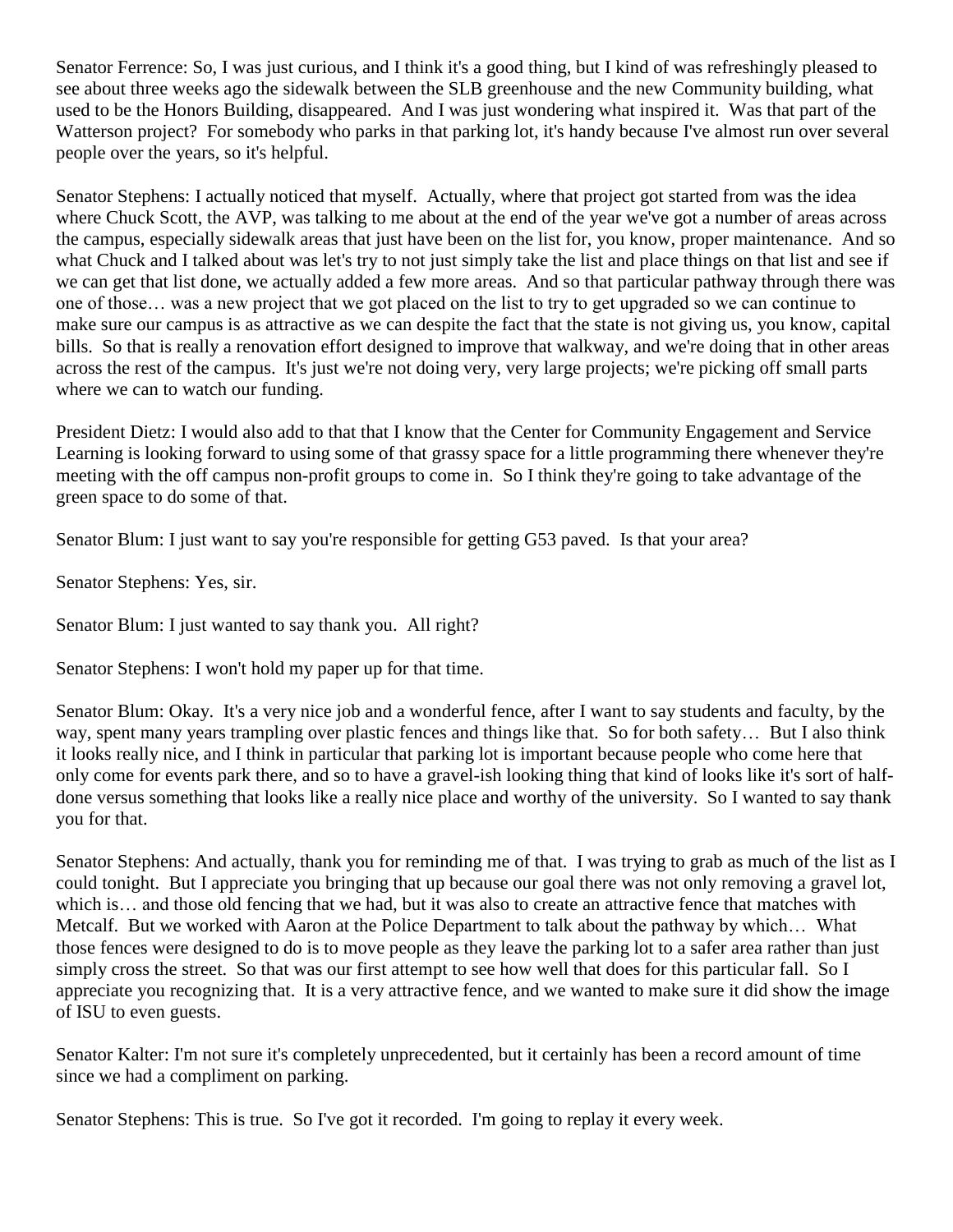Senator Ferrence: So, I was just curious, and I think it's a good thing, but I kind of was refreshingly pleased to see about three weeks ago the sidewalk between the SLB greenhouse and the new Community building, what used to be the Honors Building, disappeared. And I was just wondering what inspired it. Was that part of the Watterson project? For somebody who parks in that parking lot, it's handy because I've almost run over several people over the years, so it's helpful.

Senator Stephens: I actually noticed that myself. Actually, where that project got started from was the idea where Chuck Scott, the AVP, was talking to me about at the end of the year we've got a number of areas across the campus, especially sidewalk areas that just have been on the list for, you know, proper maintenance. And so what Chuck and I talked about was let's try to not just simply take the list and place things on that list and see if we can get that list done, we actually added a few more areas. And so that particular pathway through there was one of those… was a new project that we got placed on the list to try to get upgraded so we can continue to make sure our campus is as attractive as we can despite the fact that the state is not giving us, you know, capital bills. So that is really a renovation effort designed to improve that walkway, and we're doing that in other areas across the rest of the campus. It's just we're not doing very, very large projects; we're picking off small parts where we can to watch our funding.

President Dietz: I would also add to that that I know that the Center for Community Engagement and Service Learning is looking forward to using some of that grassy space for a little programming there whenever they're meeting with the off campus non-profit groups to come in. So I think they're going to take advantage of the green space to do some of that.

Senator Blum: I just want to say you're responsible for getting G53 paved. Is that your area?

Senator Stephens: Yes, sir.

Senator Blum: I just wanted to say thank you. All right?

Senator Stephens: I won't hold my paper up for that time.

Senator Blum: Okay. It's a very nice job and a wonderful fence, after I want to say students and faculty, by the way, spent many years trampling over plastic fences and things like that. So for both safety… But I also think it looks really nice, and I think in particular that parking lot is important because people who come here that only come for events park there, and so to have a gravel-ish looking thing that kind of looks like it's sort of half-done versus something that looks like a really nice place and worthy of the university. So I wanted to say thank you for that.

Senator Stephens: And actually, thank you for reminding me of that. I was trying to grab as much of the list as I could tonight. But I appreciate you bringing that up because our goal there was not only removing a gravel lot, which is… and those old fencing that we had, but it was also to create an attractive fence that matches with Metcalf. But we worked with Aaron at the Police Department to talk about the pathway by which… What those fences were designed to do is to move people as they leave the parking lot to a safer area rather than just simply cross the street. So that was our first attempt to see how well that does for this particular fall. So I appreciate you recognizing that. It is a very attractive fence, and we wanted to make sure it did show the image of ISU to even guests.

Senator Kalter: I'm not sure it's completely unprecedented, but it certainly has been a record amount of time since we had a compliment on parking.

Senator Stephens: This is true. So I've got it recorded. I'm going to replay it every week.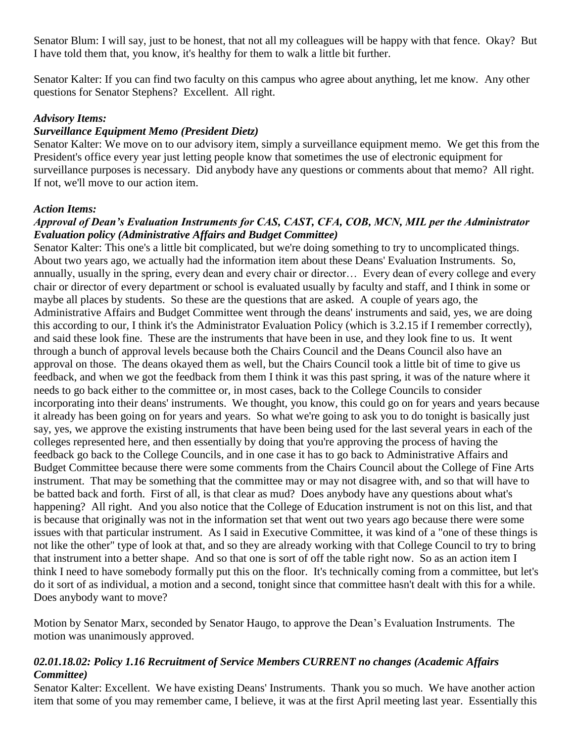Senator Blum: I will say, just to be honest, that not all my colleagues will be happy with that fence. Okay? But I have told them that, you know, it's healthy for them to walk a little bit further.

Senator Kalter: If you can find two faculty on this campus who agree about anything, let me know. Any other questions for Senator Stephens? Excellent. All right.

***Advisory Items:***

***Surveillance Equipment Memo (President Dietz)***

Senator Kalter: We move on to our advisory item, simply a surveillance equipment memo. We get this from the President's office every year just letting people know that sometimes the use of electronic equipment for surveillance purposes is necessary. Did anybody have any questions or comments about that memo? All right. If not, we'll move to our action item.

***Action Items:***

***Approval of Dean's Evaluation Instruments for CAS, CAST, CFA, COB, MCN, MIL per the Administrator Evaluation policy (Administrative Affairs and Budget Committee)***

Senator Kalter: This one's a little bit complicated, but we're doing something to try to uncomplicated things. About two years ago, we actually had the information item about these Deans' Evaluation Instruments. So, annually, usually in the spring, every dean and every chair or director… Every dean of every college and every chair or director of every department or school is evaluated usually by faculty and staff, and I think in some or maybe all places by students. So these are the questions that are asked. A couple of years ago, the Administrative Affairs and Budget Committee went through the deans' instruments and said, yes, we are doing this according to our, I think it's the Administrator Evaluation Policy (which is 3.2.15 if I remember correctly), and said these look fine. These are the instruments that have been in use, and they look fine to us. It went through a bunch of approval levels because both the Chairs Council and the Deans Council also have an approval on those. The deans okayed them as well, but the Chairs Council took a little bit of time to give us feedback, and when we got the feedback from them I think it was this past spring, it was of the nature where it needs to go back either to the committee or, in most cases, back to the College Councils to consider incorporating into their deans' instruments. We thought, you know, this could go on for years and years because it already has been going on for years and years. So what we're going to ask you to do tonight is basically just say, yes, we approve the existing instruments that have been being used for the last several years in each of the colleges represented here, and then essentially by doing that you're approving the process of having the feedback go back to the College Councils, and in one case it has to go back to Administrative Affairs and Budget Committee because there were some comments from the Chairs Council about the College of Fine Arts instrument. That may be something that the committee may or may not disagree with, and so that will have to be batted back and forth. First of all, is that clear as mud? Does anybody have any questions about what's happening? All right. And you also notice that the College of Education instrument is not on this list, and that is because that originally was not in the information set that went out two years ago because there were some issues with that particular instrument. As I said in Executive Committee, it was kind of a "one of these things is not like the other" type of look at that, and so they are already working with that College Council to try to bring that instrument into a better shape. And so that one is sort of off the table right now. So as an action item I think I need to have somebody formally put this on the floor. It's technically coming from a committee, but let's do it sort of as individual, a motion and a second, tonight since that committee hasn't dealt with this for a while. Does anybody want to move?

Motion by Senator Marx, seconded by Senator Haugo, to approve the Dean's Evaluation Instruments. The motion was unanimously approved.

***02.01.18.02: Policy 1.16 Recruitment of Service Members CURRENT no changes (Academic Affairs Committee)***

Senator Kalter: Excellent. We have existing Deans' Instruments. Thank you so much. We have another action item that some of you may remember came, I believe, it was at the first April meeting last year. Essentially this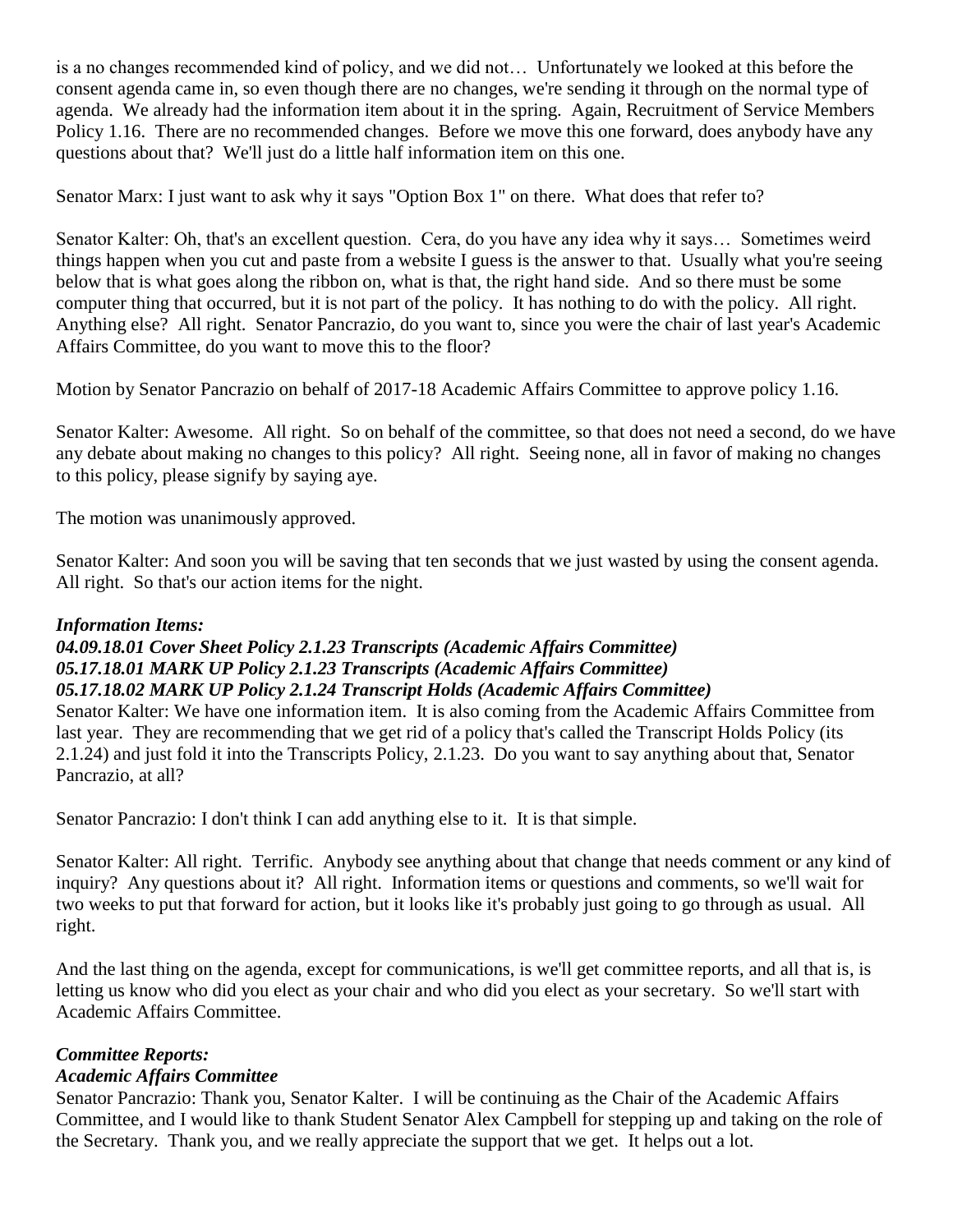is a no changes recommended kind of policy, and we did not… Unfortunately we looked at this before the consent agenda came in, so even though there are no changes, we're sending it through on the normal type of agenda. We already had the information item about it in the spring. Again, Recruitment of Service Members Policy 1.16. There are no recommended changes. Before we move this one forward, does anybody have any questions about that? We'll just do a little half information item on this one.

Senator Marx: I just want to ask why it says "Option Box 1" on there. What does that refer to?

Senator Kalter: Oh, that's an excellent question. Cera, do you have any idea why it says… Sometimes weird things happen when you cut and paste from a website I guess is the answer to that. Usually what you're seeing below that is what goes along the ribbon on, what is that, the right hand side. And so there must be some computer thing that occurred, but it is not part of the policy. It has nothing to do with the policy. All right. Anything else? All right. Senator Pancrazio, do you want to, since you were the chair of last year's Academic Affairs Committee, do you want to move this to the floor?

Motion by Senator Pancrazio on behalf of 2017-18 Academic Affairs Committee to approve policy 1.16.

Senator Kalter: Awesome. All right. So on behalf of the committee, so that does not need a second, do we have any debate about making no changes to this policy? All right. Seeing none, all in favor of making no changes to this policy, please signify by saying aye.

The motion was unanimously approved.

Senator Kalter: And soon you will be saving that ten seconds that we just wasted by using the consent agenda. All right. So that's our action items for the night.

***Information Items:***
***04.09.18.01 Cover Sheet Policy 2.1.23 Transcripts (Academic Affairs Committee)***
***05.17.18.01 MARK UP Policy 2.1.23 Transcripts (Academic Affairs Committee)***
***05.17.18.02 MARK UP Policy 2.1.24 Transcript Holds (Academic Affairs Committee)***

Senator Kalter: We have one information item. It is also coming from the Academic Affairs Committee from last year. They are recommending that we get rid of a policy that's called the Transcript Holds Policy (its 2.1.24) and just fold it into the Transcripts Policy, 2.1.23. Do you want to say anything about that, Senator Pancrazio, at all?

Senator Pancrazio: I don't think I can add anything else to it. It is that simple.

Senator Kalter: All right. Terrific. Anybody see anything about that change that needs comment or any kind of inquiry? Any questions about it? All right. Information items or questions and comments, so we'll wait for two weeks to put that forward for action, but it looks like it's probably just going to go through as usual. All right.

And the last thing on the agenda, except for communications, is we'll get committee reports, and all that is, is letting us know who did you elect as your chair and who did you elect as your secretary. So we'll start with Academic Affairs Committee.

***Committee Reports:***
***Academic Affairs Committee***

Senator Pancrazio: Thank you, Senator Kalter. I will be continuing as the Chair of the Academic Affairs Committee, and I would like to thank Student Senator Alex Campbell for stepping up and taking on the role of the Secretary. Thank you, and we really appreciate the support that we get. It helps out a lot.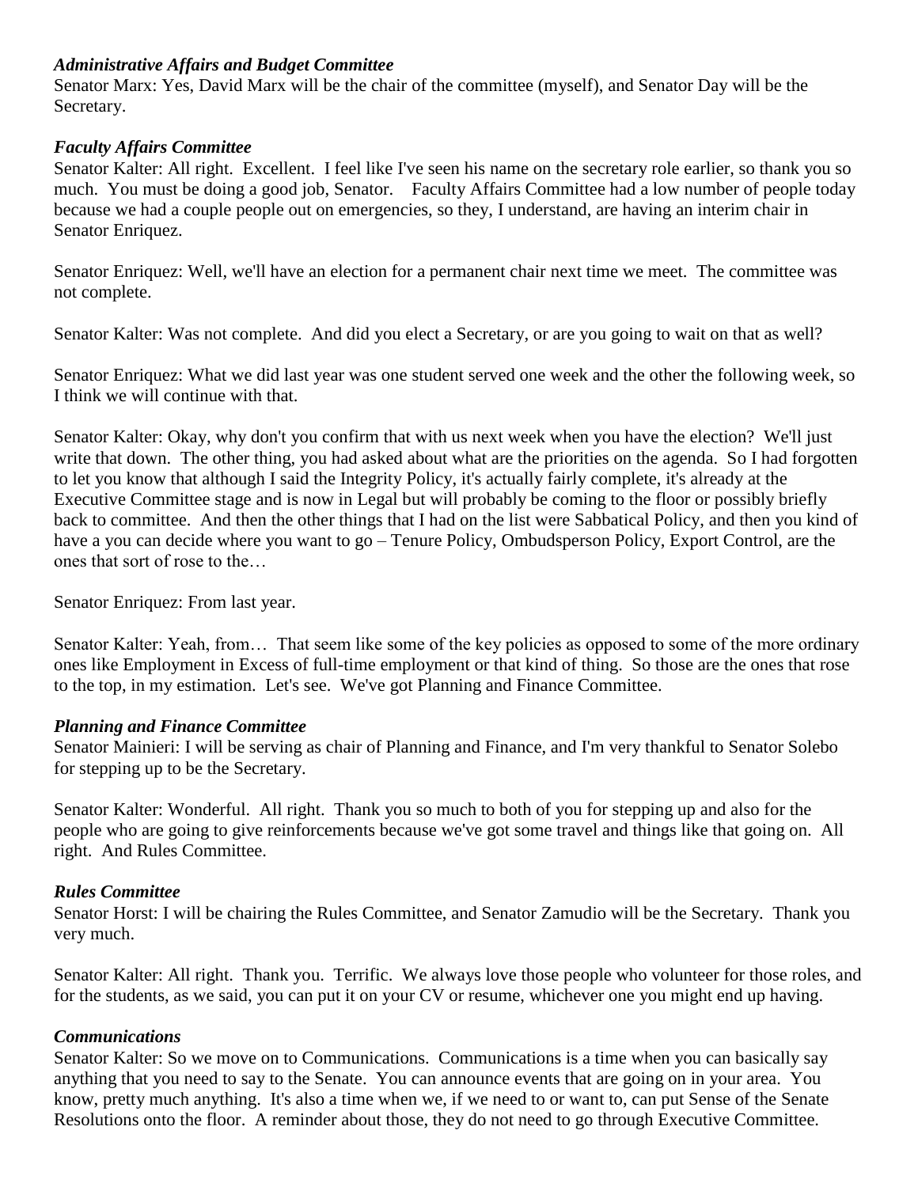### *Administrative Affairs and Budget Committee*

Senator Marx: Yes, David Marx will be the chair of the committee (myself), and Senator Day will be the Secretary.

### *Faculty Affairs Committee*

Senator Kalter: All right. Excellent. I feel like I've seen his name on the secretary role earlier, so thank you so much. You must be doing a good job, Senator. Faculty Affairs Committee had a low number of people today because we had a couple people out on emergencies, so they, I understand, are having an interim chair in Senator Enriquez.

Senator Enriquez: Well, we'll have an election for a permanent chair next time we meet. The committee was not complete.

Senator Kalter: Was not complete. And did you elect a Secretary, or are you going to wait on that as well?

Senator Enriquez: What we did last year was one student served one week and the other the following week, so I think we will continue with that.

Senator Kalter: Okay, why don't you confirm that with us next week when you have the election? We'll just write that down. The other thing, you had asked about what are the priorities on the agenda. So I had forgotten to let you know that although I said the Integrity Policy, it's actually fairly complete, it's already at the Executive Committee stage and is now in Legal but will probably be coming to the floor or possibly briefly back to committee. And then the other things that I had on the list were Sabbatical Policy, and then you kind of have a you can decide where you want to go – Tenure Policy, Ombudsperson Policy, Export Control, are the ones that sort of rose to the…

Senator Enriquez: From last year.

Senator Kalter: Yeah, from… That seem like some of the key policies as opposed to some of the more ordinary ones like Employment in Excess of full-time employment or that kind of thing. So those are the ones that rose to the top, in my estimation. Let's see. We've got Planning and Finance Committee.

### *Planning and Finance Committee*

Senator Mainieri: I will be serving as chair of Planning and Finance, and I'm very thankful to Senator Solebo for stepping up to be the Secretary.

Senator Kalter: Wonderful. All right. Thank you so much to both of you for stepping up and also for the people who are going to give reinforcements because we've got some travel and things like that going on. All right. And Rules Committee.

### *Rules Committee*

Senator Horst: I will be chairing the Rules Committee, and Senator Zamudio will be the Secretary. Thank you very much.

Senator Kalter: All right. Thank you. Terrific. We always love those people who volunteer for those roles, and for the students, as we said, you can put it on your CV or resume, whichever one you might end up having.

### *Communications*

Senator Kalter: So we move on to Communications. Communications is a time when you can basically say anything that you need to say to the Senate. You can announce events that are going on in your area. You know, pretty much anything. It's also a time when we, if we need to or want to, can put Sense of the Senate Resolutions onto the floor. A reminder about those, they do not need to go through Executive Committee.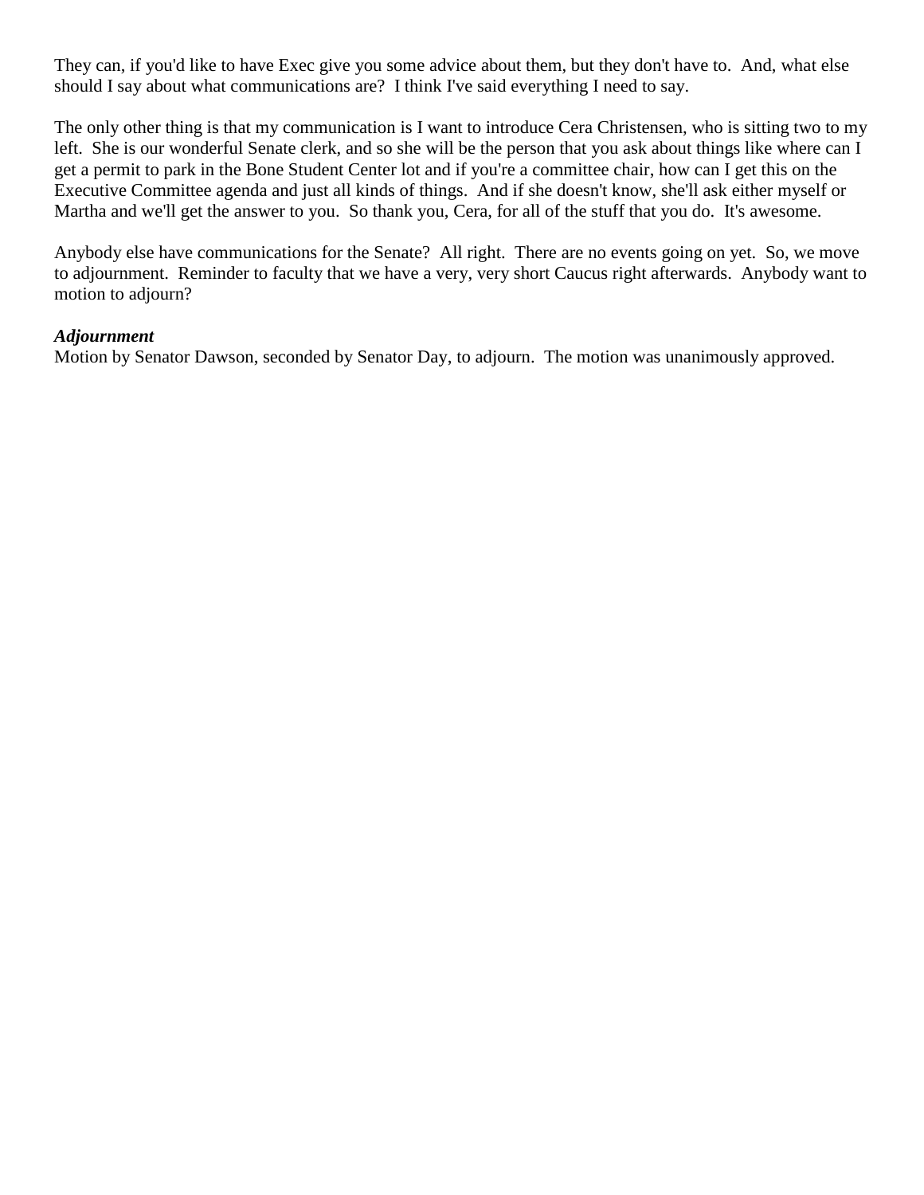They can, if you'd like to have Exec give you some advice about them, but they don't have to. And, what else should I say about what communications are? I think I've said everything I need to say.

The only other thing is that my communication is I want to introduce Cera Christensen, who is sitting two to my left. She is our wonderful Senate clerk, and so she will be the person that you ask about things like where can I get a permit to park in the Bone Student Center lot and if you're a committee chair, how can I get this on the Executive Committee agenda and just all kinds of things. And if she doesn't know, she'll ask either myself or Martha and we'll get the answer to you. So thank you, Cera, for all of the stuff that you do. It's awesome.

Anybody else have communications for the Senate? All right. There are no events going on yet. So, we move to adjournment. Reminder to faculty that we have a very, very short Caucus right afterwards. Anybody want to motion to adjourn?

***Adjournment***

Motion by Senator Dawson, seconded by Senator Day, to adjourn. The motion was unanimously approved.